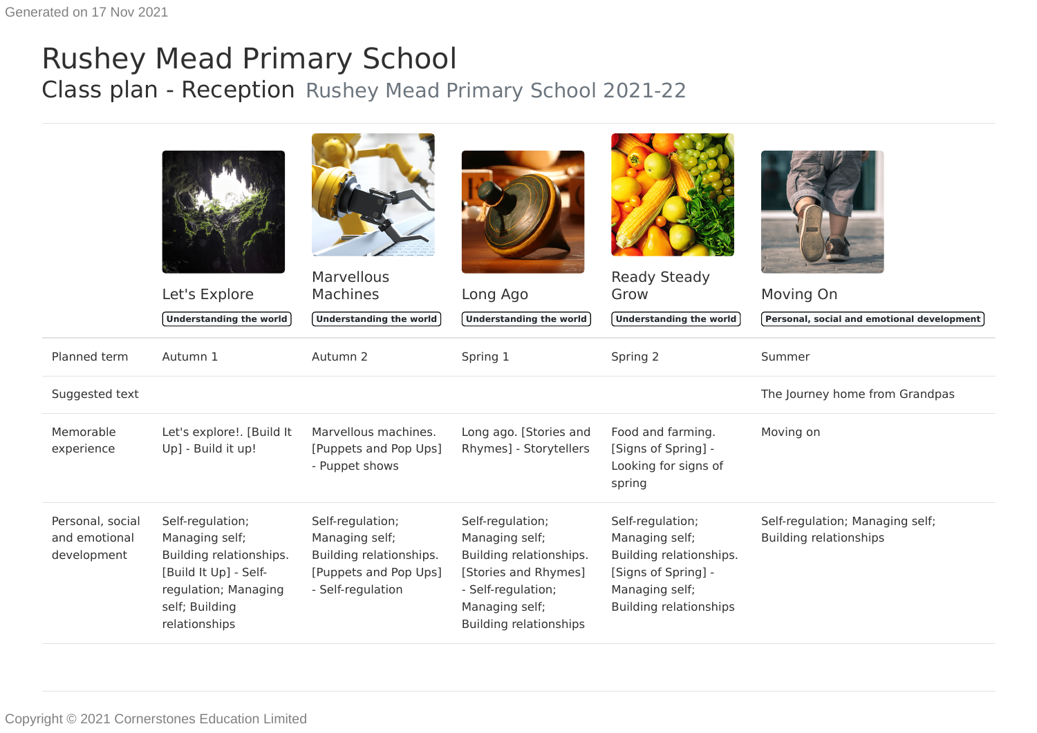Generated on 17 Nov 2021

# Rushey Mead Primary School

## Class plan - Reception Rushey Mead Primary School 2021-22

| | Let's Explore | Marvellous Machines | Long Ago | Ready Steady Grow | Moving On |
|---|---|---|---|---|---|
| | Understanding the world | Understanding the world | Understanding the world | Understanding the world | Personal, social and emotional development |
| Planned term | Autumn 1 | Autumn 2 | Spring 1 | Spring 2 | Summer |
| Suggested text | | | | | The Journey home from Grandpas |
| Memorable experience | Let's explore!. [Build It Up] - Build it up! | Marvellous machines. [Puppets and Pop Ups] - Puppet shows | Long ago. [Stories and Rhymes] - Storytellers | Food and farming. [Signs of Spring] - Looking for signs of spring | Moving on |
| Personal, social and emotional development | Self-regulation; Managing self; Building relationships. [Build It Up] - Self-regulation; Managing self; Building relationships | Self-regulation; Managing self; Building relationships. [Puppets and Pop Ups] - Self-regulation | Self-regulation; Managing self; Building relationships. [Stories and Rhymes] - Self-regulation; Managing self; Building relationships | Self-regulation; Managing self; Building relationships. [Signs of Spring] - Managing self; Building relationships | Self-regulation; Managing self; Building relationships |

Copyright © 2021 Cornerstones Education Limited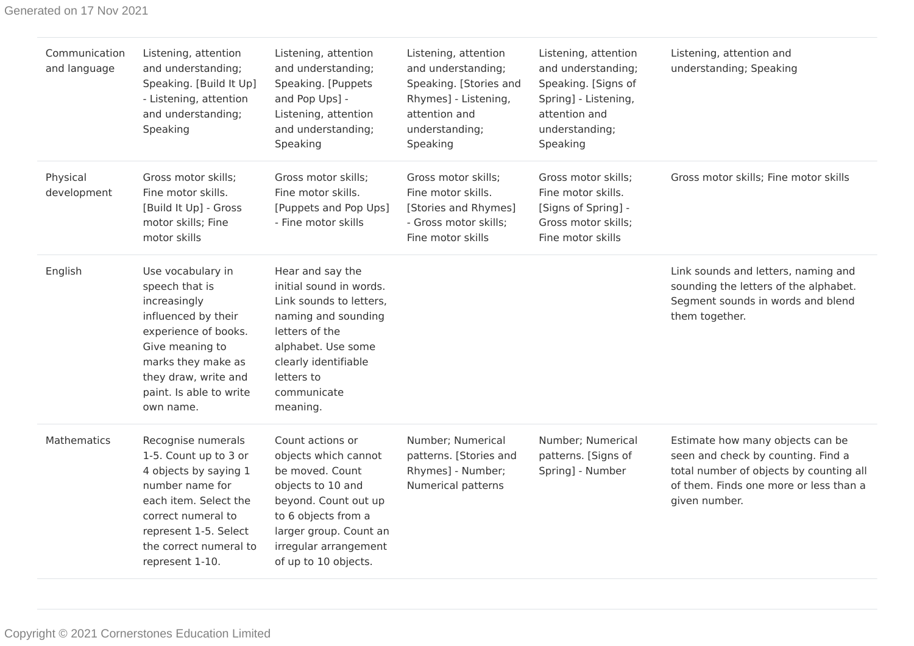| | | | | | |
|---|---|---|---|---|---|
| Communication and language | Listening, attention and understanding; Speaking. [Build It Up] - Listening, attention and understanding; Speaking | Listening, attention and understanding; Speaking. [Puppets and Pop Ups] - Listening, attention and understanding; Speaking | Listening, attention and understanding; Speaking. [Stories and Rhymes] - Listening, attention and understanding; Speaking | Listening, attention and understanding; Speaking. [Signs of Spring] - Listening, attention and understanding; Speaking | Listening, attention and understanding; Speaking |
| Physical development | Gross motor skills; Fine motor skills. [Build It Up] - Gross motor skills; Fine motor skills | Gross motor skills; Fine motor skills. [Puppets and Pop Ups] - Fine motor skills | Gross motor skills; Fine motor skills. [Stories and Rhymes] - Gross motor skills; Fine motor skills | Gross motor skills; Fine motor skills. [Signs of Spring] - Gross motor skills; Fine motor skills | Gross motor skills; Fine motor skills |
| English | Use vocabulary in speech that is increasingly influenced by their experience of books. Give meaning to marks they make as they draw, write and paint. Is able to write own name. | Hear and say the initial sound in words. Link sounds to letters, naming and sounding letters of the alphabet. Use some clearly identifiable letters to communicate meaning. | | | Link sounds and letters, naming and sounding the letters of the alphabet. Segment sounds in words and blend them together. |
| Mathematics | Recognise numerals 1-5. Count up to 3 or 4 objects by saying 1 number name for each item. Select the correct numeral to represent 1-5. Select the correct numeral to represent 1-10. | Count actions or objects which cannot be moved. Count objects to 10 and beyond. Count out up to 6 objects from a larger group. Count an irregular arrangement of up to 10 objects. | Number; Numerical patterns. [Stories and Rhymes] - Number; Numerical patterns | Number; Numerical patterns. [Signs of Spring] - Number | Estimate how many objects can be seen and check by counting. Find a total number of objects by counting all of them. Finds one more or less than a given number. |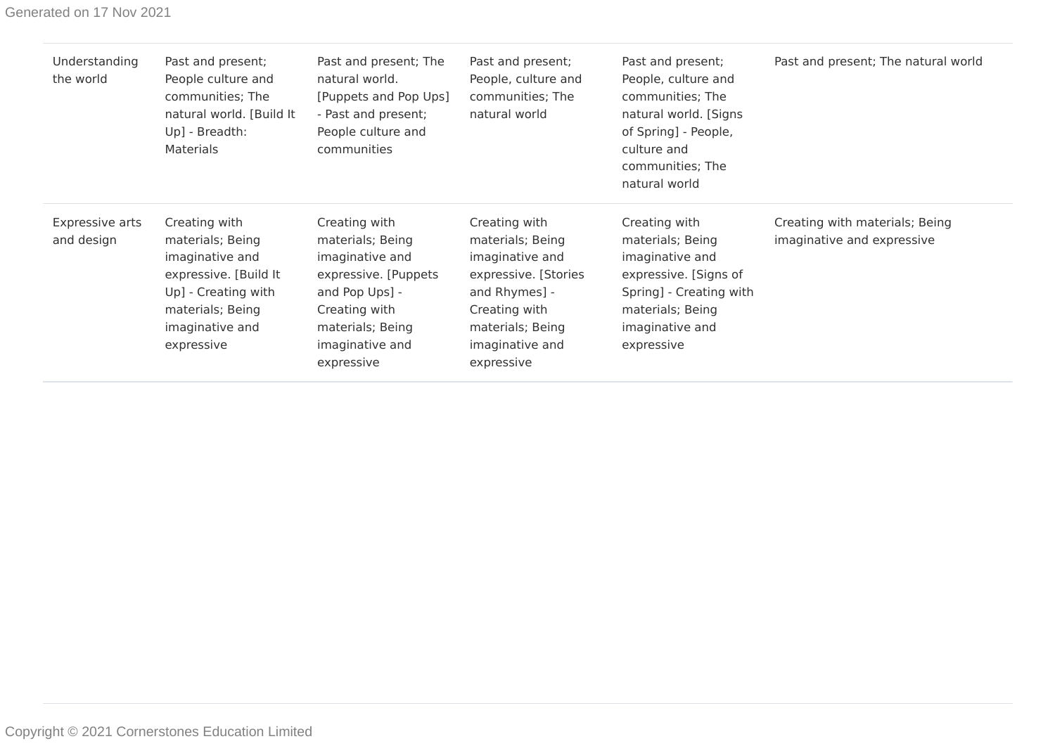| | | | | | |
|---|---|---|---|---|---|
| Understanding the world | Past and present; People culture and communities; The natural world. [Build It Up] - Breadth: Materials | Past and present; The natural world. [Puppets and Pop Ups] - Past and present; People culture and communities | Past and present; People, culture and communities; The natural world | Past and present; People, culture and communities; The natural world. [Signs of Spring] - People, culture and communities; The natural world | Past and present; The natural world |
| Expressive arts and design | Creating with materials; Being imaginative and expressive. [Build It Up] - Creating with materials; Being imaginative and expressive | Creating with materials; Being imaginative and expressive. [Puppets and Pop Ups] - Creating with materials; Being imaginative and expressive | Creating with materials; Being imaginative and expressive. [Stories and Rhymes] - Creating with materials; Being imaginative and expressive | Creating with materials; Being imaginative and expressive. [Signs of Spring] - Creating with materials; Being imaginative and expressive | Creating with materials; Being imaginative and expressive |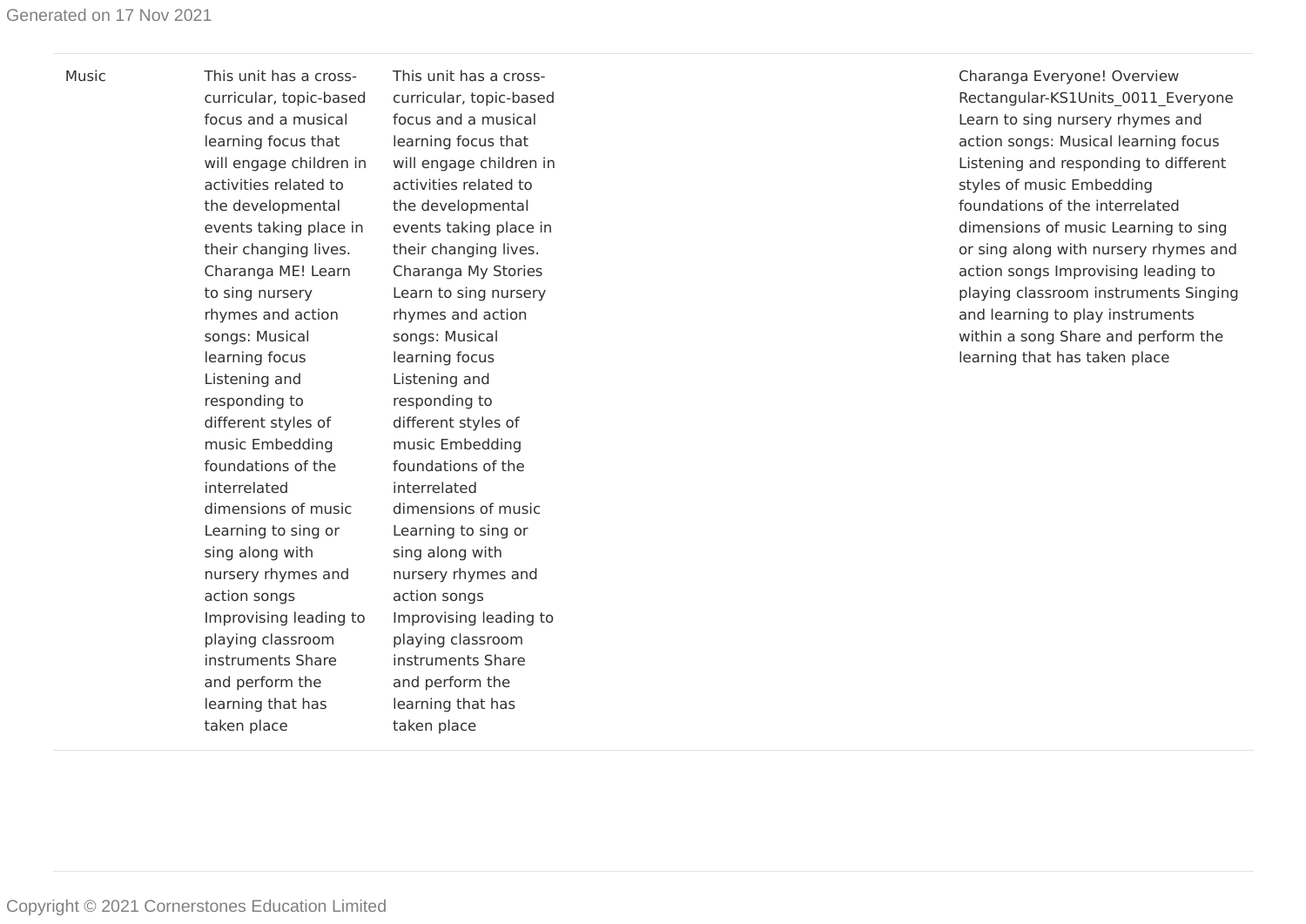| | | | | | |
|---|---|---|---|---|---|
| Music | This unit has a cross-curricular, topic-based focus and a musical learning focus that will engage children in activities related to the developmental events taking place in their changing lives. Charanga ME! Learn to sing nursery rhymes and action songs: Musical learning focus Listening and responding to different styles of music Embedding foundations of the interrelated dimensions of music Learning to sing or sing along with nursery rhymes and action songs Improvising leading to playing classroom instruments Share and perform the learning that has taken place | This unit has a cross-curricular, topic-based focus and a musical learning focus that will engage children in activities related to the developmental events taking place in their changing lives. Charanga My Stories Learn to sing nursery rhymes and action songs: Musical learning focus Listening and responding to different styles of music Embedding foundations of the interrelated dimensions of music Learning to sing or sing along with nursery rhymes and action songs Improvising leading to playing classroom instruments Share and perform the learning that has taken place | | | Charanga Everyone! Overview Rectangular-KS1Units_0011_Everyone Learn to sing nursery rhymes and action songs: Musical learning focus Listening and responding to different styles of music Embedding foundations of the interrelated dimensions of music Learning to sing or sing along with nursery rhymes and action songs Improvising leading to playing classroom instruments Singing and learning to play instruments within a song Share and perform the learning that has taken place |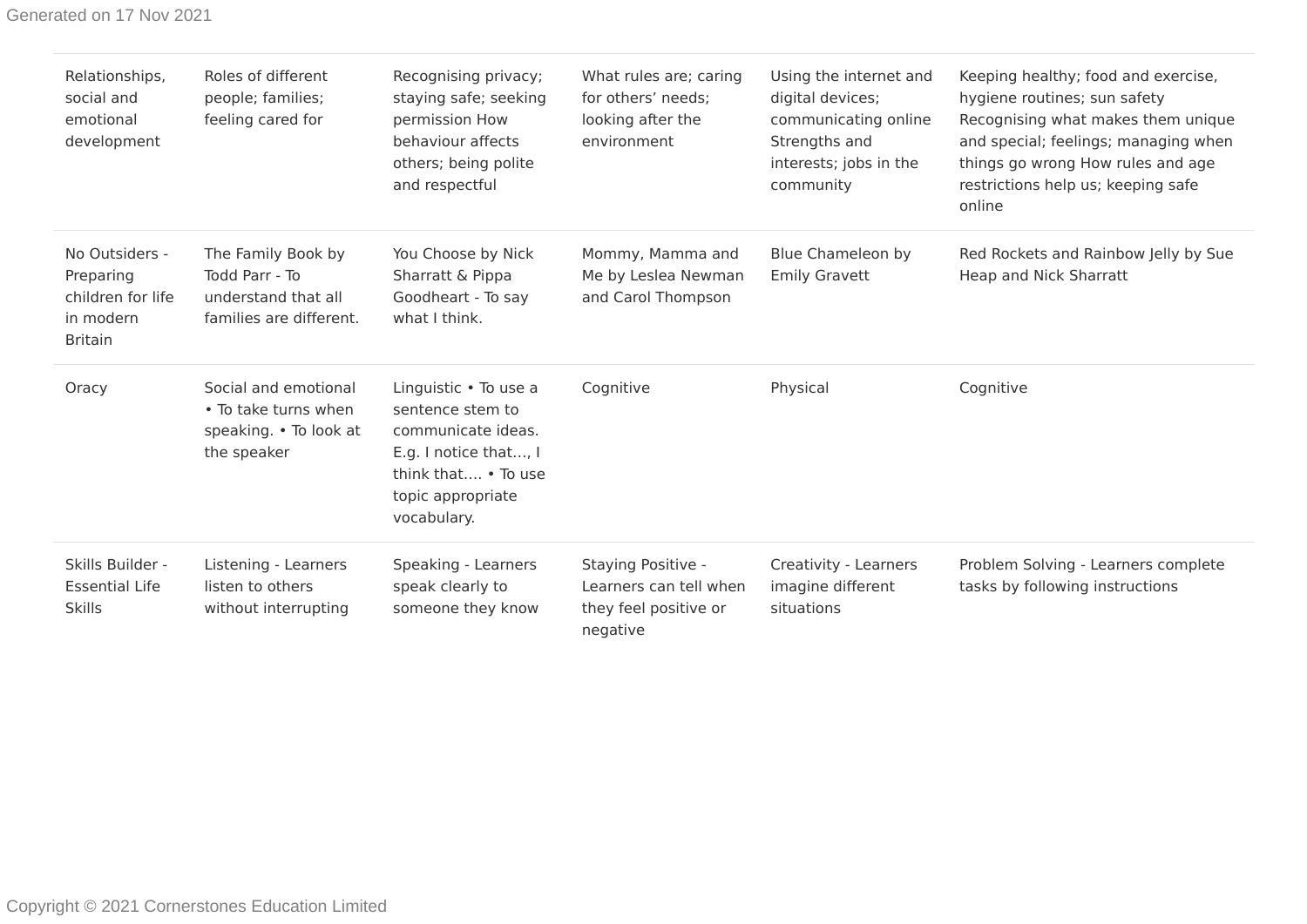| | | | | | |
|---|---|---|---|---|---|
| Relationships, social and emotional development | Roles of different people; families; feeling cared for | Recognising privacy; staying safe; seeking permission How behaviour affects others; being polite and respectful | What rules are; caring for others' needs; looking after the environment | Using the internet and digital devices; communicating online Strengths and interests; jobs in the community | Keeping healthy; food and exercise, hygiene routines; sun safety Recognising what makes them unique and special; feelings; managing when things go wrong How rules and age restrictions help us; keeping safe online |
| No Outsiders - Preparing children for life in modern Britain | The Family Book by Todd Parr - To understand that all families are different. | You Choose by Nick Sharratt & Pippa Goodheart - To say what I think. | Mommy, Mamma and Me by Leslea Newman and Carol Thompson | Blue Chameleon by Emily Gravett | Red Rockets and Rainbow Jelly by Sue Heap and Nick Sharratt |
| Oracy | Social and emotional • To take turns when speaking. • To look at the speaker | Linguistic • To use a sentence stem to communicate ideas. E.g. I notice that…, I think that…. • To use topic appropriate vocabulary. | Cognitive | Physical | Cognitive |
| Skills Builder - Essential Life Skills | Listening - Learners listen to others without interrupting | Speaking - Learners speak clearly to someone they know | Staying Positive - Learners can tell when they feel positive or negative | Creativity - Learners imagine different situations | Problem Solving - Learners complete tasks by following instructions |